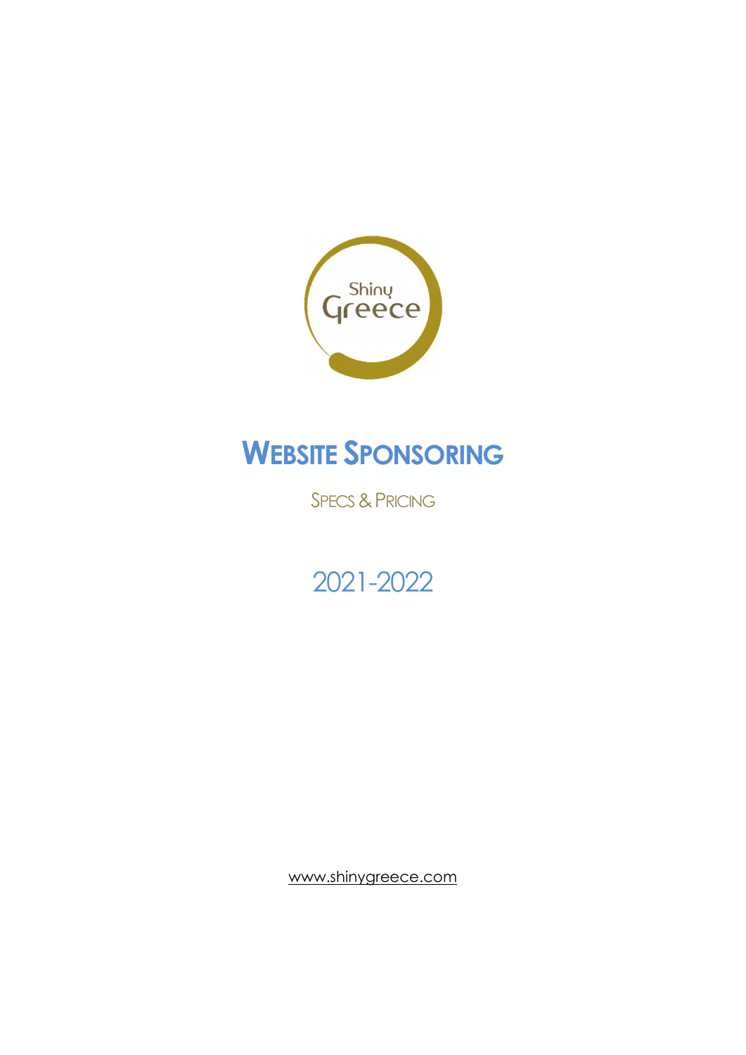Shiny Greece

# Website Sponsoring

## Specs & Pricing

## 2021-2022

www.shinygreece.com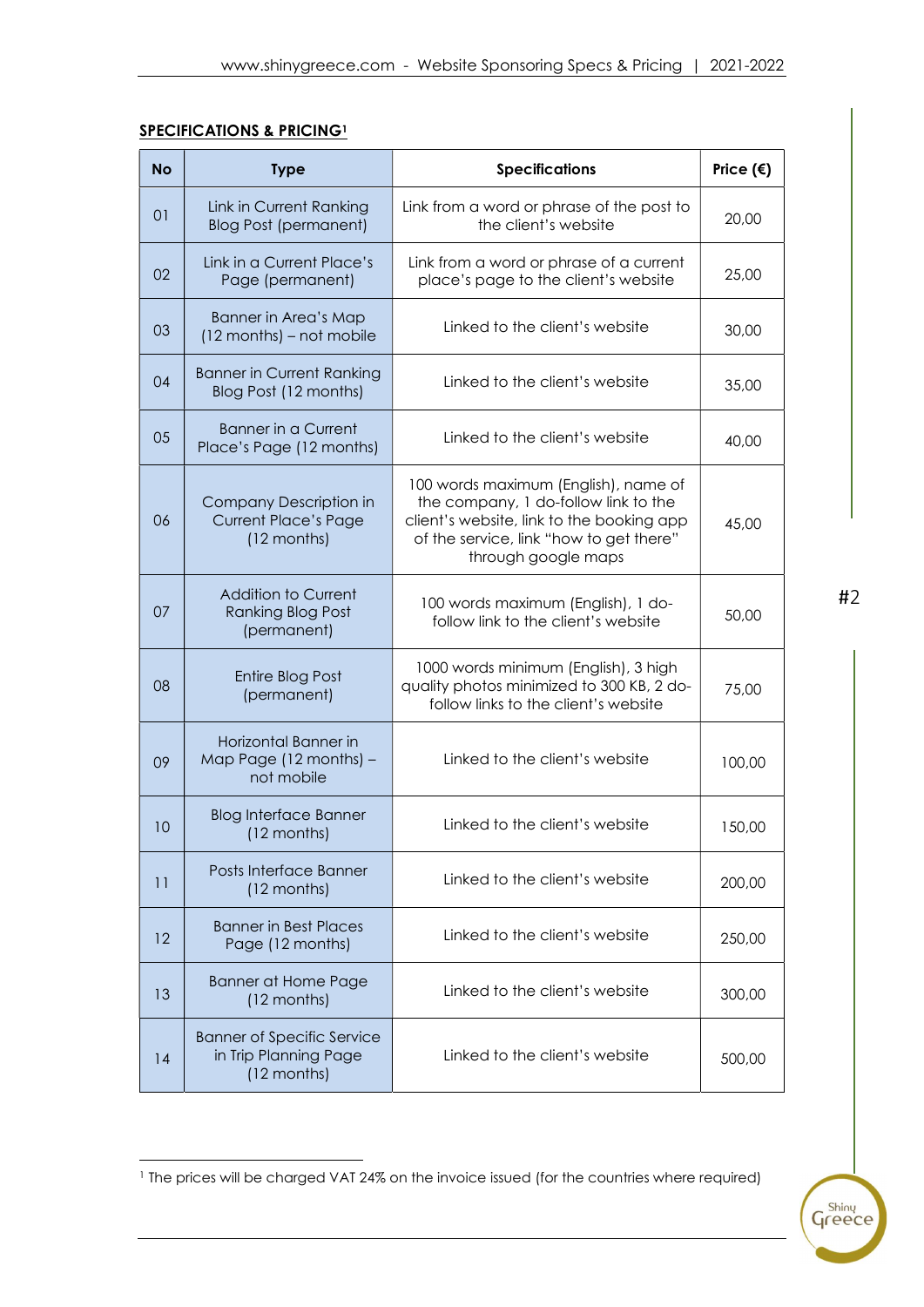## SPECIFICATIONS & PRICING[1]

| No | Type | Specifications | Price (€) |
|---|---|---|---|
| 01 | Link in Current Ranking Blog Post (permanent) | Link from a word or phrase of the post to the client's website | 20,00 |
| 02 | Link in a Current Place's Page (permanent) | Link from a word or phrase of a current place's page to the client's website | 25,00 |
| 03 | Banner in Area's Map (12 months) – not mobile | Linked to the client's website | 30,00 |
| 04 | Banner in Current Ranking Blog Post (12 months) | Linked to the client's website | 35,00 |
| 05 | Banner in a Current Place's Page (12 months) | Linked to the client's website | 40,00 |
| 06 | Company Description in Current Place's Page (12 months) | 100 words maximum (English), name of the company, 1 do-follow link to the client's website, link to the booking app of the service, link "how to get there" through google maps | 45,00 |
| 07 | Addition to Current Ranking Blog Post (permanent) | 100 words maximum (English), 1 do-follow link to the client's website | 50,00 |
| 08 | Entire Blog Post (permanent) | 1000 words minimum (English), 3 high quality photos minimized to 300 KB, 2 do-follow links to the client's website | 75,00 |
| 09 | Horizontal Banner in Map Page (12 months) – not mobile | Linked to the client's website | 100,00 |
| 10 | Blog Interface Banner (12 months) | Linked to the client's website | 150,00 |
| 11 | Posts Interface Banner (12 months) | Linked to the client's website | 200,00 |
| 12 | Banner in Best Places Page (12 months) | Linked to the client's website | 250,00 |
| 13 | Banner at Home Page (12 months) | Linked to the client's website | 300,00 |
| 14 | Banner of Specific Service in Trip Planning Page (12 months) | Linked to the client's website | 500,00 |

[1] The prices will be charged VAT 24% on the invoice issued (for the countries where required)